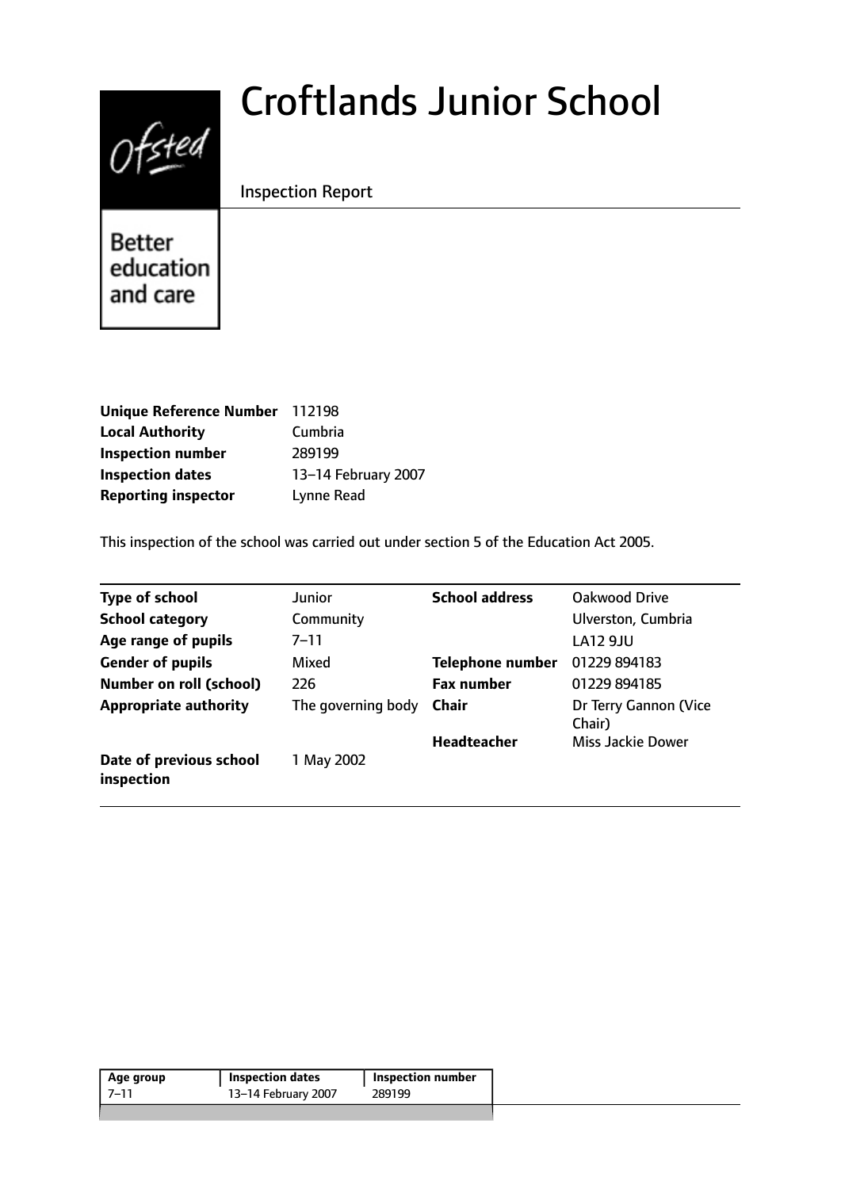# Croftlands Junior School

Inspection Report

Ofsted

Better education and care

| | |
|---|---|
| **Unique Reference Number** | 112198 |
| **Local Authority** | Cumbria |
| **Inspection number** | 289199 |
| **Inspection dates** | 13–14 February 2007 |
| **Reporting inspector** | Lynne Read |

This inspection of the school was carried out under section 5 of the Education Act 2005.

| | | | |
|---|---|---|---|
| **Type of school** | Junior | **School address** | Oakwood Drive |
| **School category** | Community | | Ulverston, Cumbria |
| **Age range of pupils** | 7–11 | | LA12 9JU |
| **Gender of pupils** | Mixed | **Telephone number** | 01229 894183 |
| **Number on roll (school)** | 226 | **Fax number** | 01229 894185 |
| **Appropriate authority** | The governing body | **Chair** | Dr Terry Gannon (Vice Chair) |
| | | **Headteacher** | Miss Jackie Dower |
| **Date of previous school inspection** | 1 May 2002 | | |

| Age group | Inspection dates | Inspection number |
|---|---|---|
| 7–11 | 13–14 February 2007 | 289199 |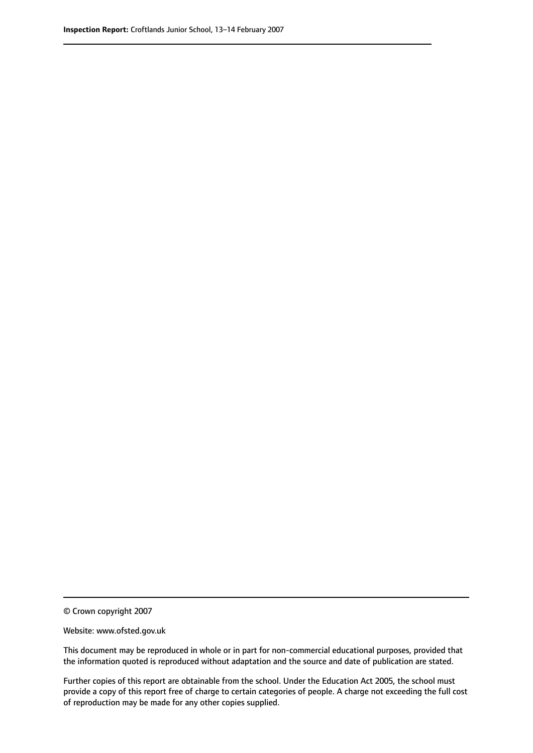© Crown copyright 2007

Website: www.ofsted.gov.uk

This document may be reproduced in whole or in part for non-commercial educational purposes, provided that the information quoted is reproduced without adaptation and the source and date of publication are stated.

Further copies of this report are obtainable from the school. Under the Education Act 2005, the school must provide a copy of this report free of charge to certain categories of people. A charge not exceeding the full cost of reproduction may be made for any other copies supplied.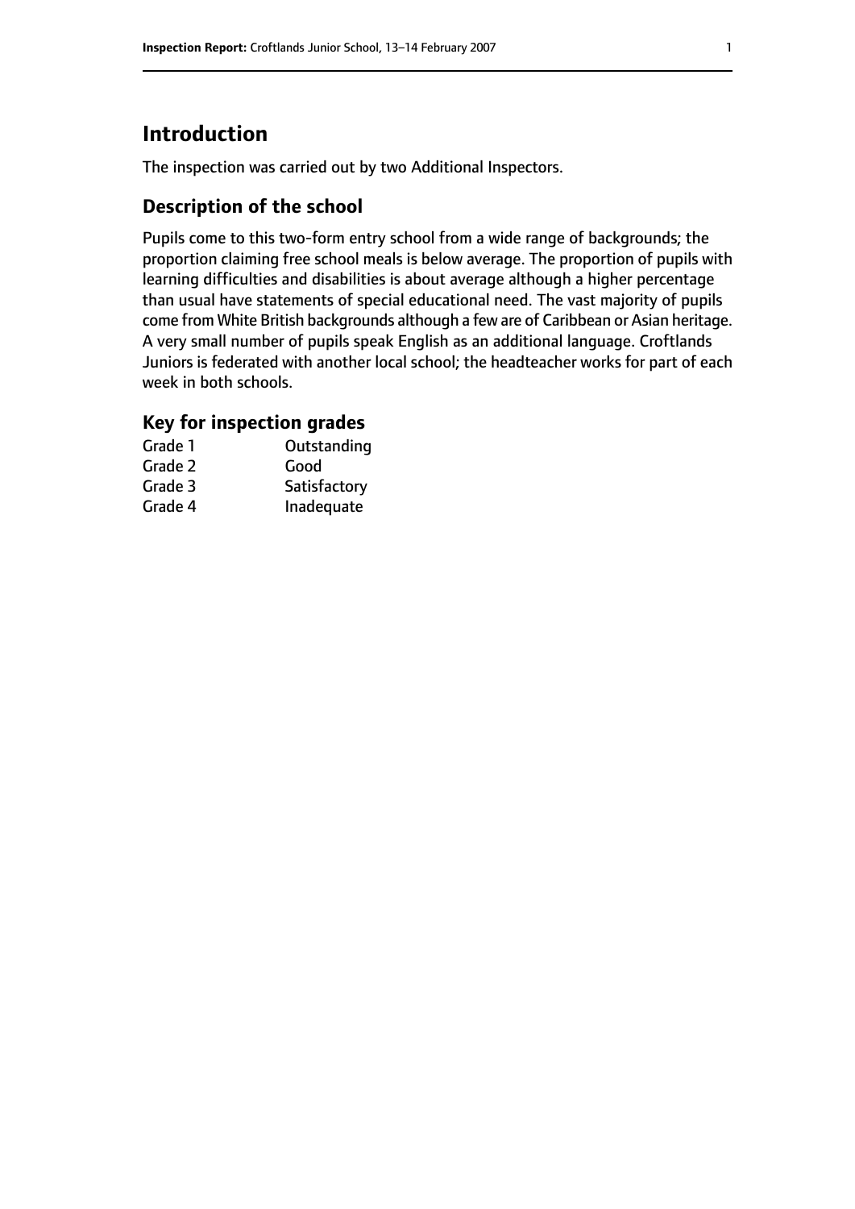# Introduction

The inspection was carried out by two Additional Inspectors.

## Description of the school

Pupils come to this two-form entry school from a wide range of backgrounds; the proportion claiming free school meals is below average. The proportion of pupils with learning difficulties and disabilities is about average although a higher percentage than usual have statements of special educational need. The vast majority of pupils come from White British backgrounds although a few are of Caribbean or Asian heritage. A very small number of pupils speak English as an additional language. Croftlands Juniors is federated with another local school; the headteacher works for part of each week in both schools.

## Key for inspection grades

| | |
|---|---|
| Grade 1 | Outstanding |
| Grade 2 | Good |
| Grade 3 | Satisfactory |
| Grade 4 | Inadequate |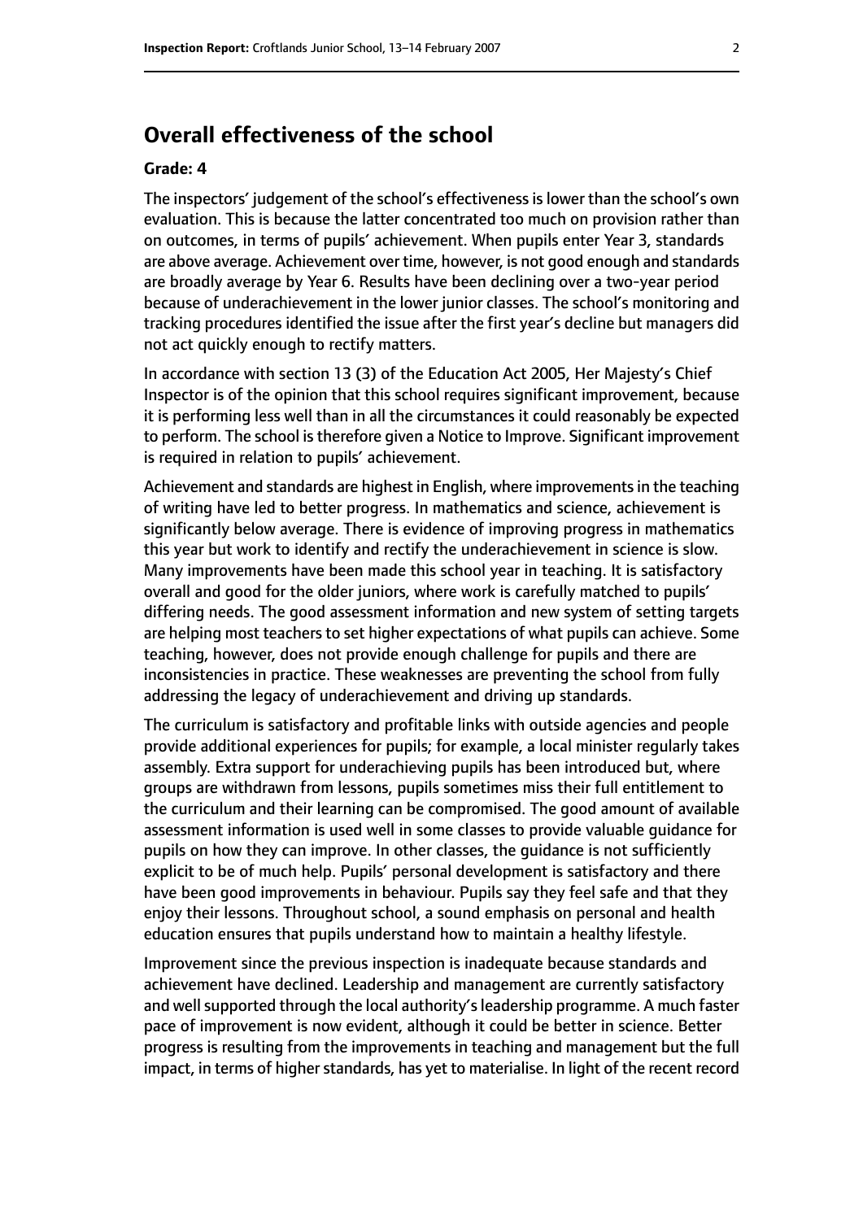## Overall effectiveness of the school

### Grade: 4

The inspectors' judgement of the school's effectiveness is lower than the school's own evaluation. This is because the latter concentrated too much on provision rather than on outcomes, in terms of pupils' achievement. When pupils enter Year 3, standards are above average. Achievement over time, however, is not good enough and standards are broadly average by Year 6. Results have been declining over a two-year period because of underachievement in the lower junior classes. The school's monitoring and tracking procedures identified the issue after the first year's decline but managers did not act quickly enough to rectify matters.

In accordance with section 13 (3) of the Education Act 2005, Her Majesty's Chief Inspector is of the opinion that this school requires significant improvement, because it is performing less well than in all the circumstances it could reasonably be expected to perform. The school is therefore given a Notice to Improve. Significant improvement is required in relation to pupils' achievement.

Achievement and standards are highest in English, where improvements in the teaching of writing have led to better progress. In mathematics and science, achievement is significantly below average. There is evidence of improving progress in mathematics this year but work to identify and rectify the underachievement in science is slow. Many improvements have been made this school year in teaching. It is satisfactory overall and good for the older juniors, where work is carefully matched to pupils' differing needs. The good assessment information and new system of setting targets are helping most teachers to set higher expectations of what pupils can achieve. Some teaching, however, does not provide enough challenge for pupils and there are inconsistencies in practice. These weaknesses are preventing the school from fully addressing the legacy of underachievement and driving up standards.

The curriculum is satisfactory and profitable links with outside agencies and people provide additional experiences for pupils; for example, a local minister regularly takes assembly. Extra support for underachieving pupils has been introduced but, where groups are withdrawn from lessons, pupils sometimes miss their full entitlement to the curriculum and their learning can be compromised. The good amount of available assessment information is used well in some classes to provide valuable guidance for pupils on how they can improve. In other classes, the guidance is not sufficiently explicit to be of much help. Pupils' personal development is satisfactory and there have been good improvements in behaviour. Pupils say they feel safe and that they enjoy their lessons. Throughout school, a sound emphasis on personal and health education ensures that pupils understand how to maintain a healthy lifestyle.

Improvement since the previous inspection is inadequate because standards and achievement have declined. Leadership and management are currently satisfactory and well supported through the local authority's leadership programme. A much faster pace of improvement is now evident, although it could be better in science. Better progress is resulting from the improvements in teaching and management but the full impact, in terms of higher standards, has yet to materialise. In light of the recent record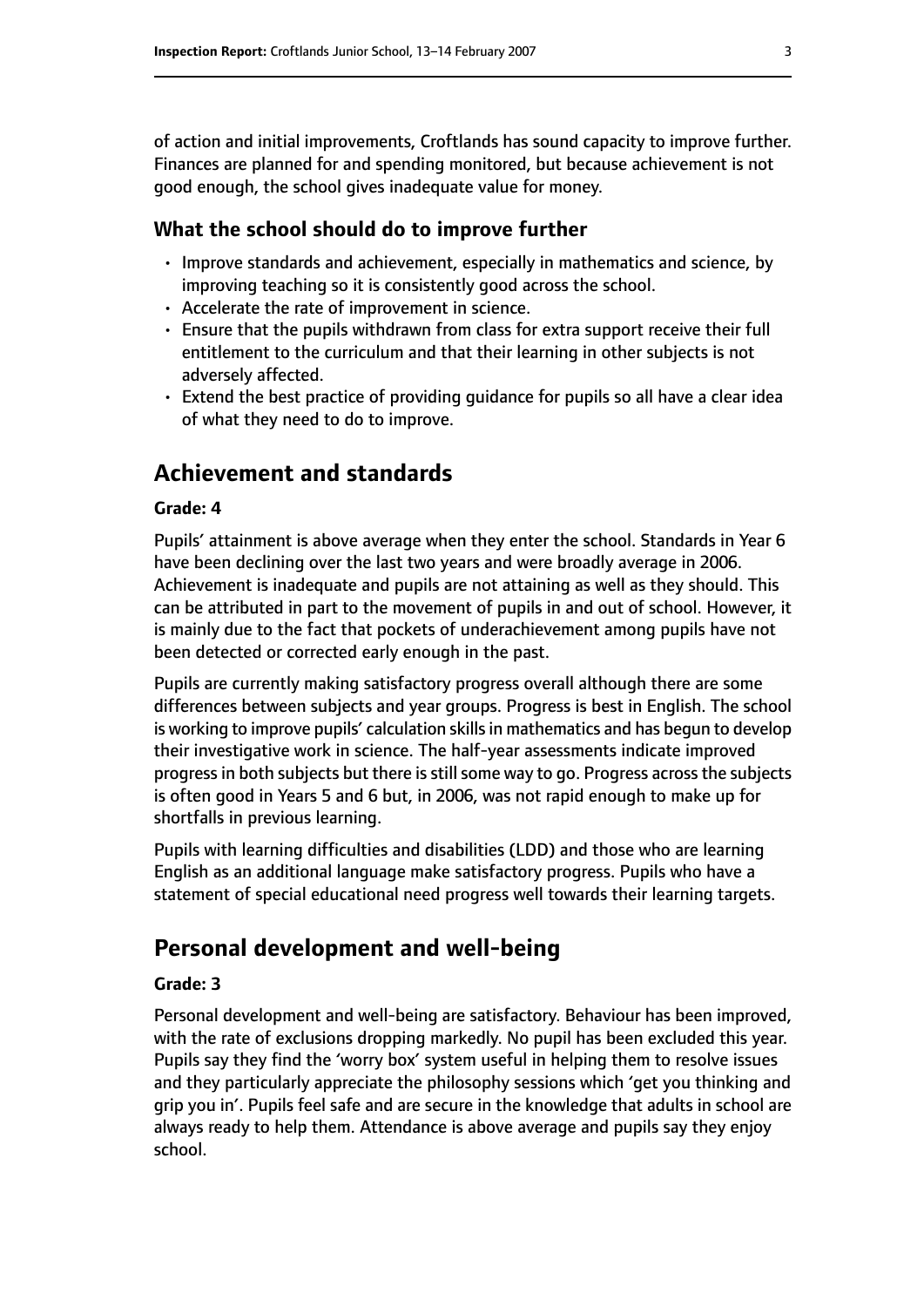of action and initial improvements, Croftlands has sound capacity to improve further. Finances are planned for and spending monitored, but because achievement is not good enough, the school gives inadequate value for money.

### What the school should do to improve further

- Improve standards and achievement, especially in mathematics and science, by improving teaching so it is consistently good across the school.
- Accelerate the rate of improvement in science.
- Ensure that the pupils withdrawn from class for extra support receive their full entitlement to the curriculum and that their learning in other subjects is not adversely affected.
- Extend the best practice of providing guidance for pupils so all have a clear idea of what they need to do to improve.

## Achievement and standards

**Grade: 4**

Pupils' attainment is above average when they enter the school. Standards in Year 6 have been declining over the last two years and were broadly average in 2006. Achievement is inadequate and pupils are not attaining as well as they should. This can be attributed in part to the movement of pupils in and out of school. However, it is mainly due to the fact that pockets of underachievement among pupils have not been detected or corrected early enough in the past.

Pupils are currently making satisfactory progress overall although there are some differences between subjects and year groups. Progress is best in English. The school is working to improve pupils' calculation skills in mathematics and has begun to develop their investigative work in science. The half-year assessments indicate improved progress in both subjects but there is still some way to go. Progress across the subjects is often good in Years 5 and 6 but, in 2006, was not rapid enough to make up for shortfalls in previous learning.

Pupils with learning difficulties and disabilities (LDD) and those who are learning English as an additional language make satisfactory progress. Pupils who have a statement of special educational need progress well towards their learning targets.

## Personal development and well-being

**Grade: 3**

Personal development and well-being are satisfactory. Behaviour has been improved, with the rate of exclusions dropping markedly. No pupil has been excluded this year. Pupils say they find the 'worry box' system useful in helping them to resolve issues and they particularly appreciate the philosophy sessions which 'get you thinking and grip you in'. Pupils feel safe and are secure in the knowledge that adults in school are always ready to help them. Attendance is above average and pupils say they enjoy school.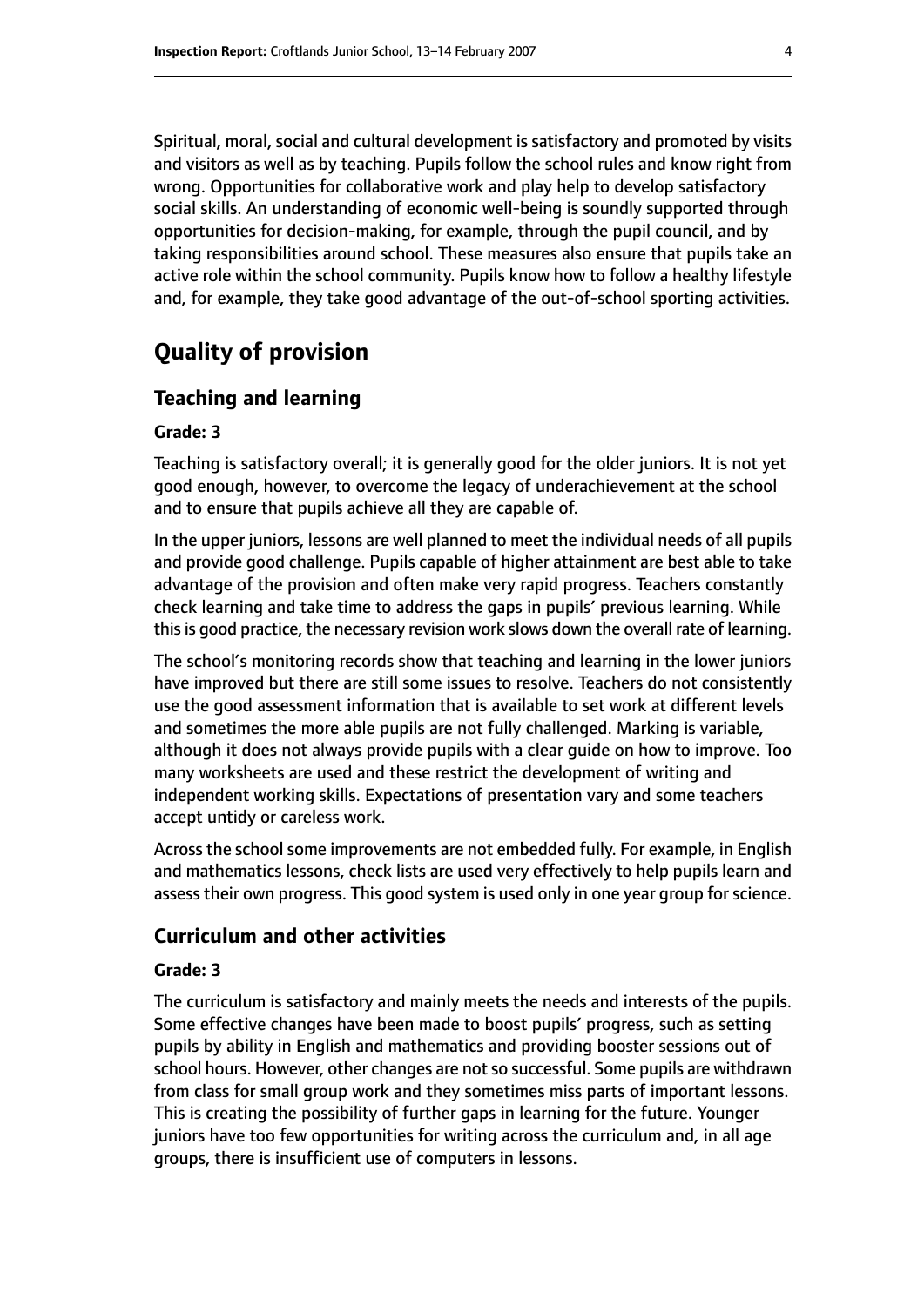Spiritual, moral, social and cultural development is satisfactory and promoted by visits and visitors as well as by teaching. Pupils follow the school rules and know right from wrong. Opportunities for collaborative work and play help to develop satisfactory social skills. An understanding of economic well-being is soundly supported through opportunities for decision-making, for example, through the pupil council, and by taking responsibilities around school. These measures also ensure that pupils take an active role within the school community. Pupils know how to follow a healthy lifestyle and, for example, they take good advantage of the out-of-school sporting activities.

# Quality of provision

## Teaching and learning

### Grade: 3

Teaching is satisfactory overall; it is generally good for the older juniors. It is not yet good enough, however, to overcome the legacy of underachievement at the school and to ensure that pupils achieve all they are capable of.

In the upper juniors, lessons are well planned to meet the individual needs of all pupils and provide good challenge. Pupils capable of higher attainment are best able to take advantage of the provision and often make very rapid progress. Teachers constantly check learning and take time to address the gaps in pupils' previous learning. While this is good practice, the necessary revision work slows down the overall rate of learning.

The school's monitoring records show that teaching and learning in the lower juniors have improved but there are still some issues to resolve. Teachers do not consistently use the good assessment information that is available to set work at different levels and sometimes the more able pupils are not fully challenged. Marking is variable, although it does not always provide pupils with a clear guide on how to improve. Too many worksheets are used and these restrict the development of writing and independent working skills. Expectations of presentation vary and some teachers accept untidy or careless work.

Across the school some improvements are not embedded fully. For example, in English and mathematics lessons, check lists are used very effectively to help pupils learn and assess their own progress. This good system is used only in one year group for science.

## Curriculum and other activities

### Grade: 3

The curriculum is satisfactory and mainly meets the needs and interests of the pupils. Some effective changes have been made to boost pupils' progress, such as setting pupils by ability in English and mathematics and providing booster sessions out of school hours. However, other changes are not so successful. Some pupils are withdrawn from class for small group work and they sometimes miss parts of important lessons. This is creating the possibility of further gaps in learning for the future. Younger juniors have too few opportunities for writing across the curriculum and, in all age groups, there is insufficient use of computers in lessons.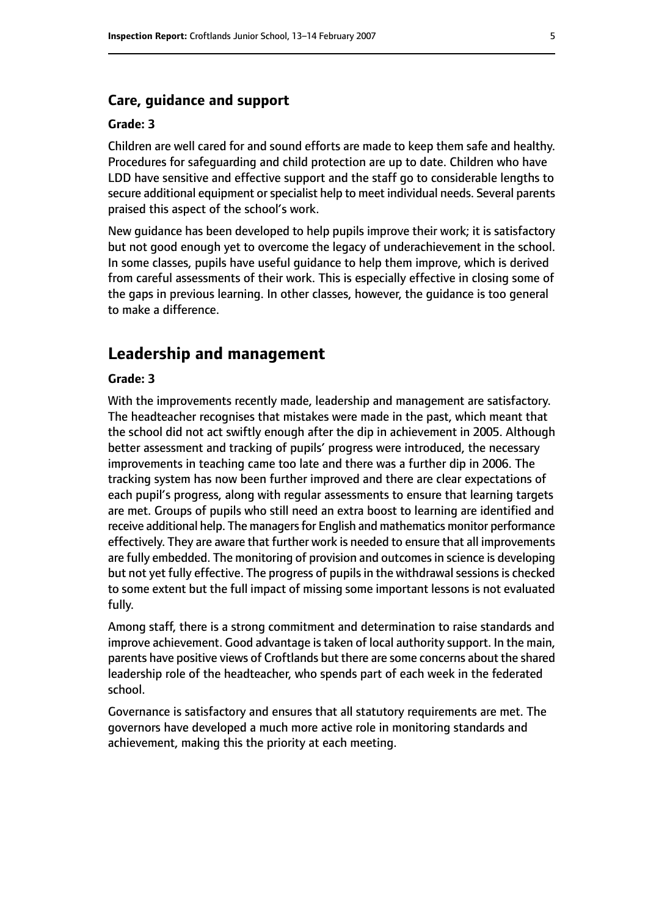### Care, guidance and support

#### Grade: 3

Children are well cared for and sound efforts are made to keep them safe and healthy. Procedures for safeguarding and child protection are up to date. Children who have LDD have sensitive and effective support and the staff go to considerable lengths to secure additional equipment or specialist help to meet individual needs. Several parents praised this aspect of the school's work.

New guidance has been developed to help pupils improve their work; it is satisfactory but not good enough yet to overcome the legacy of underachievement in the school. In some classes, pupils have useful guidance to help them improve, which is derived from careful assessments of their work. This is especially effective in closing some of the gaps in previous learning. In other classes, however, the guidance is too general to make a difference.

## Leadership and management

#### Grade: 3

With the improvements recently made, leadership and management are satisfactory. The headteacher recognises that mistakes were made in the past, which meant that the school did not act swiftly enough after the dip in achievement in 2005. Although better assessment and tracking of pupils' progress were introduced, the necessary improvements in teaching came too late and there was a further dip in 2006. The tracking system has now been further improved and there are clear expectations of each pupil's progress, along with regular assessments to ensure that learning targets are met. Groups of pupils who still need an extra boost to learning are identified and receive additional help. The managers for English and mathematics monitor performance effectively. They are aware that further work is needed to ensure that all improvements are fully embedded. The monitoring of provision and outcomes in science is developing but not yet fully effective. The progress of pupils in the withdrawal sessions is checked to some extent but the full impact of missing some important lessons is not evaluated fully.

Among staff, there is a strong commitment and determination to raise standards and improve achievement. Good advantage is taken of local authority support. In the main, parents have positive views of Croftlands but there are some concerns about the shared leadership role of the headteacher, who spends part of each week in the federated school.

Governance is satisfactory and ensures that all statutory requirements are met. The governors have developed a much more active role in monitoring standards and achievement, making this the priority at each meeting.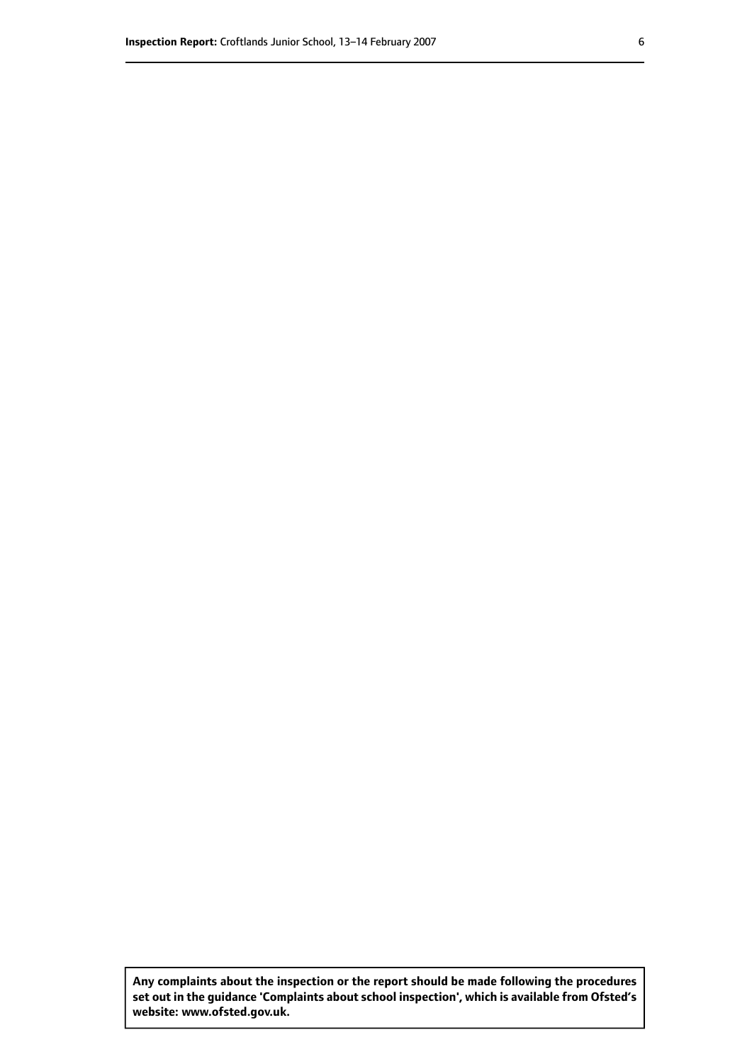**Any complaints about the inspection or the report should be made following the procedures set out in the guidance 'Complaints about school inspection', which is available from Ofsted's website: www.ofsted.gov.uk.**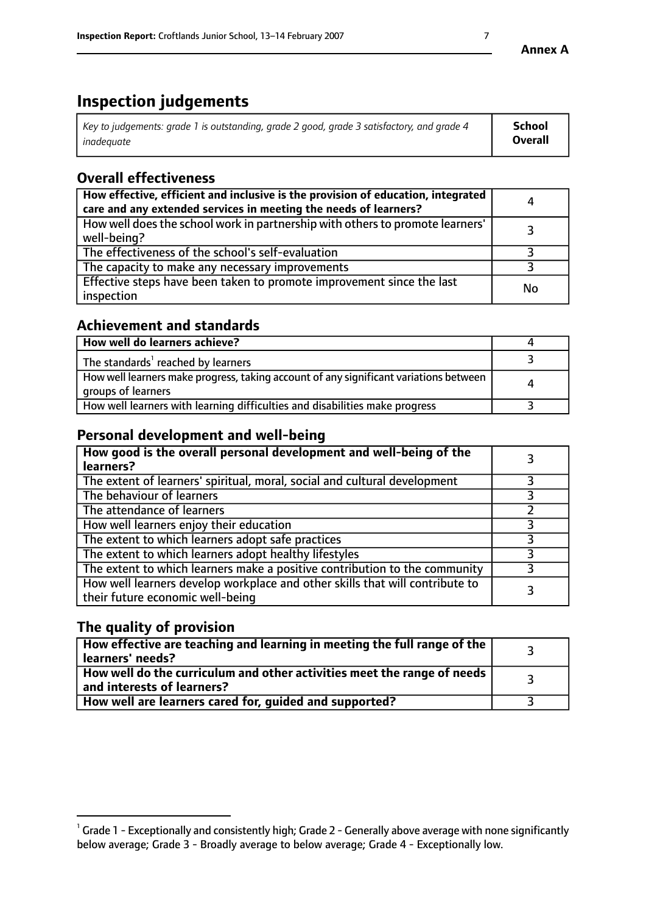**Annex A**

# Inspection judgements

| *Key to judgements: grade 1 is outstanding, grade 2 good, grade 3 satisfactory, and grade 4 inadequate* | **School Overall** |
|---|---|

## Overall effectiveness

| | |
|---|---|
| **How effective, efficient and inclusive is the provision of education, integrated care and any extended services in meeting the needs of learners?** | 4 |
| How well does the school work in partnership with others to promote learners' well-being? | 3 |
| The effectiveness of the school's self-evaluation | 3 |
| The capacity to make any necessary improvements | 3 |
| Effective steps have been taken to promote improvement since the last inspection | No |

## Achievement and standards

| | |
|---|---|
| **How well do learners achieve?** | 4 |
| The standards[1] reached by learners | 3 |
| How well learners make progress, taking account of any significant variations between groups of learners | 4 |
| How well learners with learning difficulties and disabilities make progress | 3 |

## Personal development and well-being

| | |
|---|---|
| **How good is the overall personal development and well-being of the learners?** | 3 |
| The extent of learners' spiritual, moral, social and cultural development | 3 |
| The behaviour of learners | 3 |
| The attendance of learners | 2 |
| How well learners enjoy their education | 3 |
| The extent to which learners adopt safe practices | 3 |
| The extent to which learners adopt healthy lifestyles | 3 |
| The extent to which learners make a positive contribution to the community | 3 |
| How well learners develop workplace and other skills that will contribute to their future economic well-being | 3 |

## The quality of provision

| | |
|---|---|
| **How effective are teaching and learning in meeting the full range of the learners' needs?** | 3 |
| **How well do the curriculum and other activities meet the range of needs and interests of learners?** | 3 |
| **How well are learners cared for, guided and supported?** | 3 |

[1] Grade 1 - Exceptionally and consistently high; Grade 2 - Generally above average with none significantly below average; Grade 3 - Broadly average to below average; Grade 4 - Exceptionally low.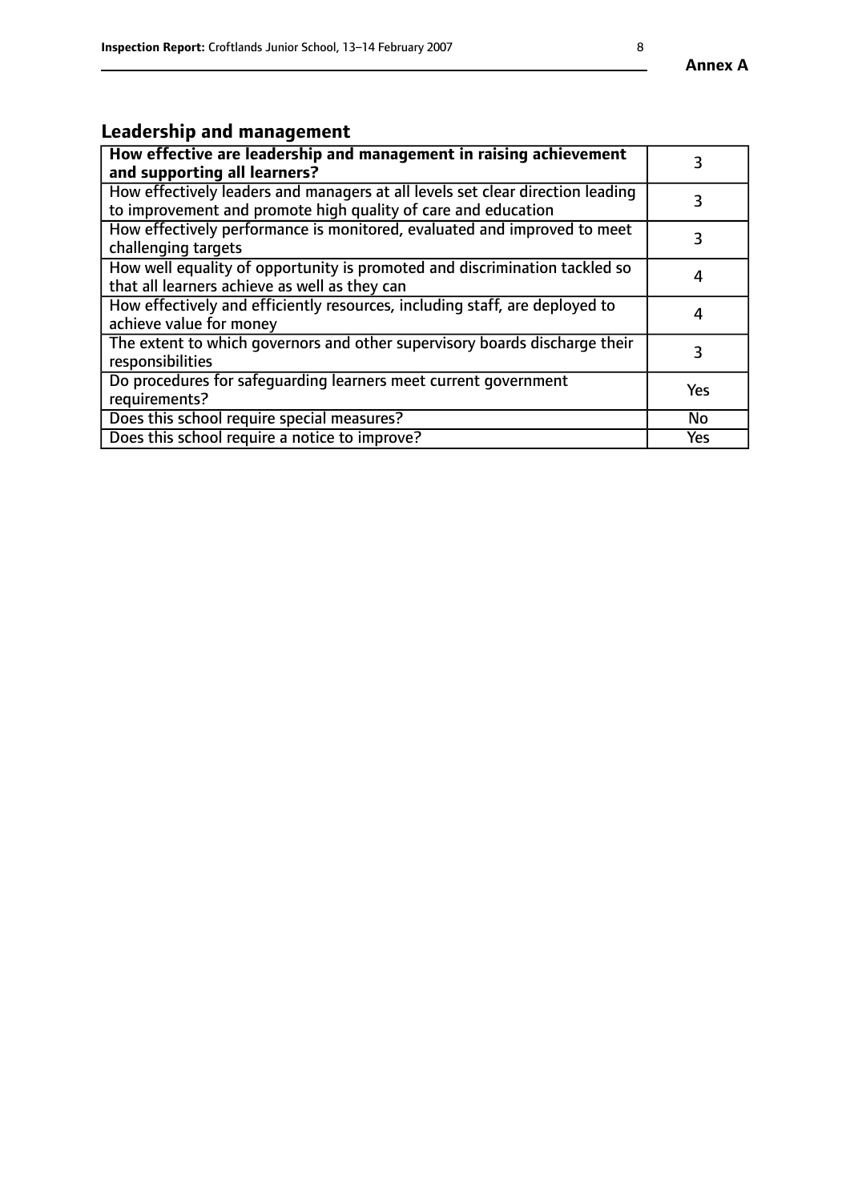## Leadership and management

| How effective are leadership and management in raising achievement and supporting all learners? | 3 |
|---|---|
| How effectively leaders and managers at all levels set clear direction leading to improvement and promote high quality of care and education | 3 |
| How effectively performance is monitored, evaluated and improved to meet challenging targets | 3 |
| How well equality of opportunity is promoted and discrimination tackled so that all learners achieve as well as they can | 4 |
| How effectively and efficiently resources, including staff, are deployed to achieve value for money | 4 |
| The extent to which governors and other supervisory boards discharge their responsibilities | 3 |
| Do procedures for safeguarding learners meet current government requirements? | Yes |
| Does this school require special measures? | No |
| Does this school require a notice to improve? | Yes |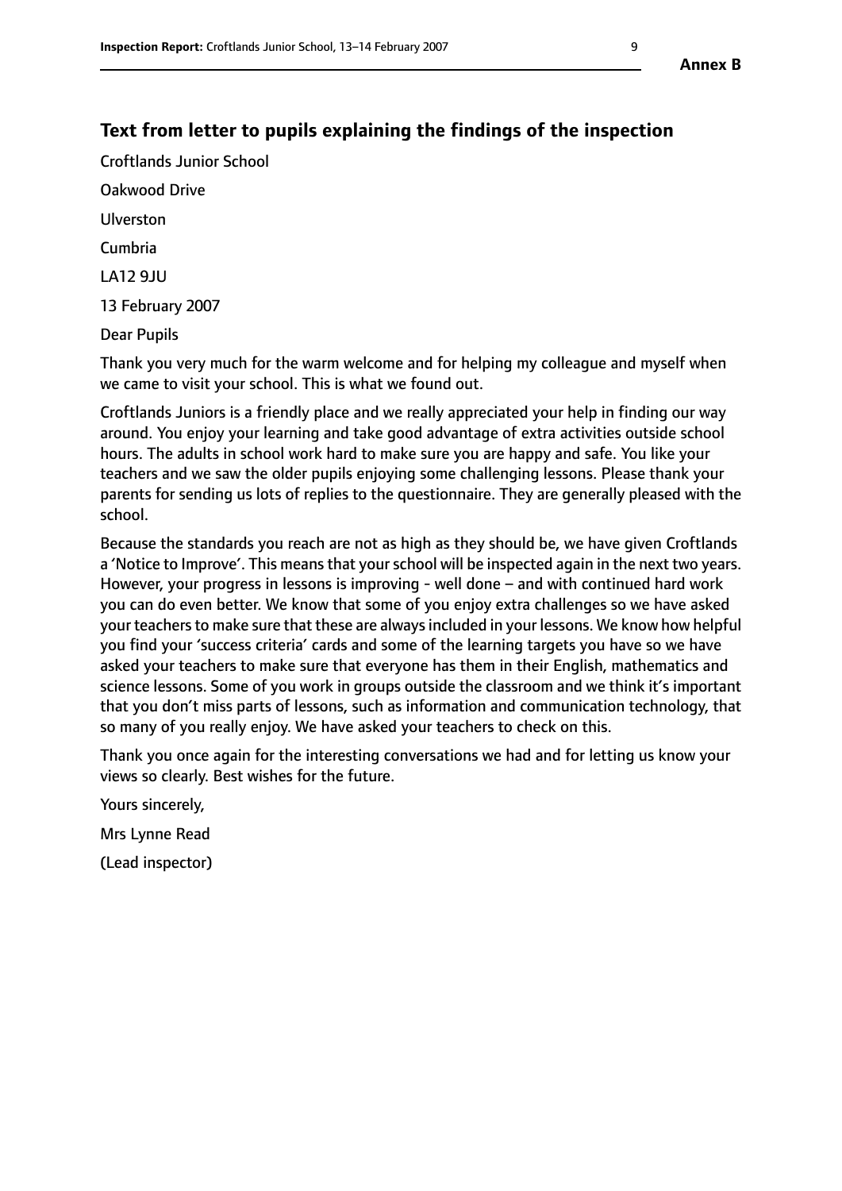## Text from letter to pupils explaining the findings of the inspection

Croftlands Junior School

Oakwood Drive

Ulverston

Cumbria

LA12 9JU

13 February 2007

Dear Pupils

Thank you very much for the warm welcome and for helping my colleague and myself when we came to visit your school. This is what we found out.

Croftlands Juniors is a friendly place and we really appreciated your help in finding our way around. You enjoy your learning and take good advantage of extra activities outside school hours. The adults in school work hard to make sure you are happy and safe. You like your teachers and we saw the older pupils enjoying some challenging lessons. Please thank your parents for sending us lots of replies to the questionnaire. They are generally pleased with the school.

Because the standards you reach are not as high as they should be, we have given Croftlands a 'Notice to Improve'. This means that your school will be inspected again in the next two years. However, your progress in lessons is improving - well done – and with continued hard work you can do even better. We know that some of you enjoy extra challenges so we have asked your teachers to make sure that these are always included in your lessons. We know how helpful you find your 'success criteria' cards and some of the learning targets you have so we have asked your teachers to make sure that everyone has them in their English, mathematics and science lessons. Some of you work in groups outside the classroom and we think it's important that you don't miss parts of lessons, such as information and communication technology, that so many of you really enjoy. We have asked your teachers to check on this.

Thank you once again for the interesting conversations we had and for letting us know your views so clearly. Best wishes for the future.

Yours sincerely,

Mrs Lynne Read

(Lead inspector)